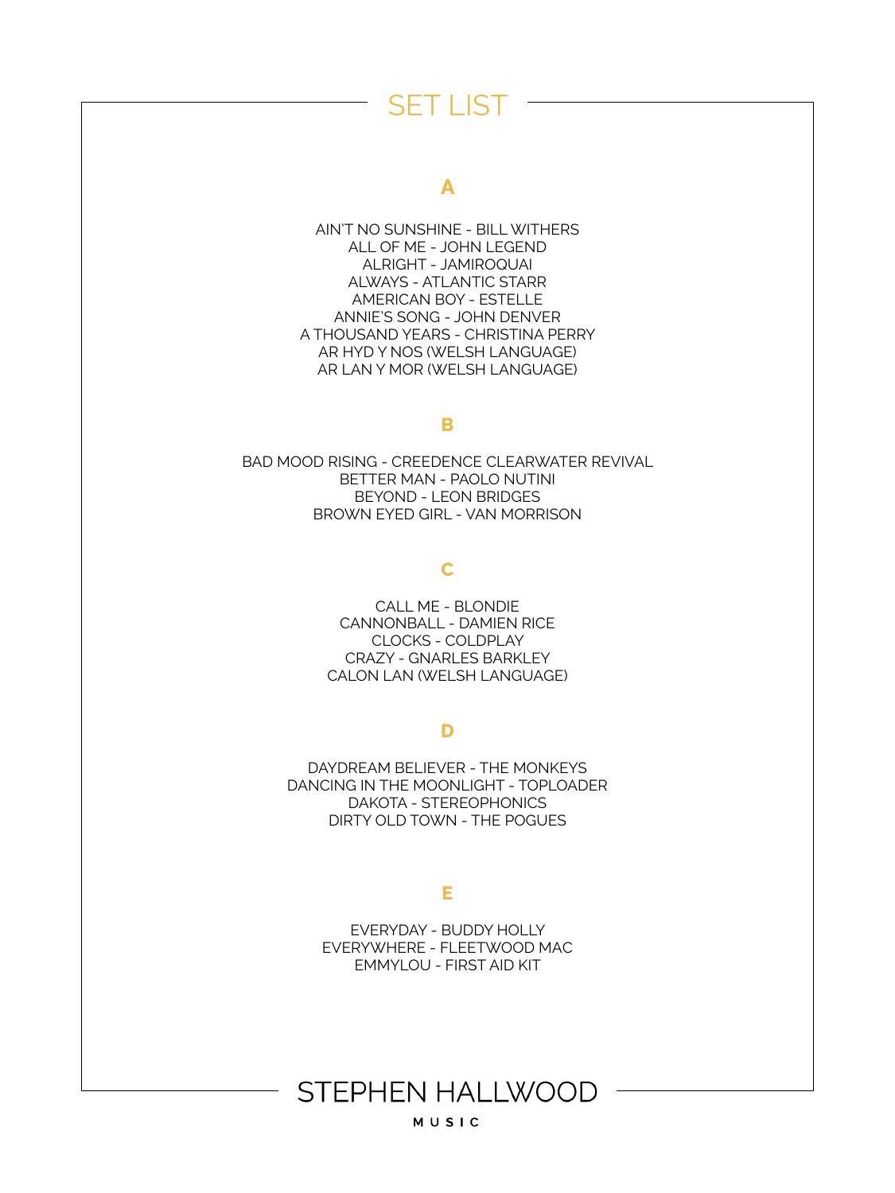# SET LIST

## A

AIN'T NO SUNSHINE - BILL WITHERS
ALL OF ME - JOHN LEGEND
ALRIGHT - JAMIROQUAI
ALWAYS - ATLANTIC STARR
AMERICAN BOY - ESTELLE
ANNIE'S SONG - JOHN DENVER
A THOUSAND YEARS - CHRISTINA PERRY
AR HYD Y NOS (WELSH LANGUAGE)
AR LAN Y MOR (WELSH LANGUAGE)

## B

BAD MOOD RISING - CREEDENCE CLEARWATER REVIVAL
BETTER MAN - PAOLO NUTINI
BEYOND - LEON BRIDGES
BROWN EYED GIRL - VAN MORRISON

## C

CALL ME - BLONDIE
CANNONBALL - DAMIEN RICE
CLOCKS - COLDPLAY
CRAZY - GNARLES BARKLEY
CALON LAN (WELSH LANGUAGE)

## D

DAYDREAM BELIEVER - THE MONKEYS
DANCING IN THE MOONLIGHT - TOPLOADER
DAKOTA - STEREOPHONICS
DIRTY OLD TOWN - THE POGUES

## E

EVERYDAY - BUDDY HOLLY
EVERYWHERE - FLEETWOOD MAC
EMMYLOU - FIRST AID KIT

STEPHEN HALLWOOD
MUSIC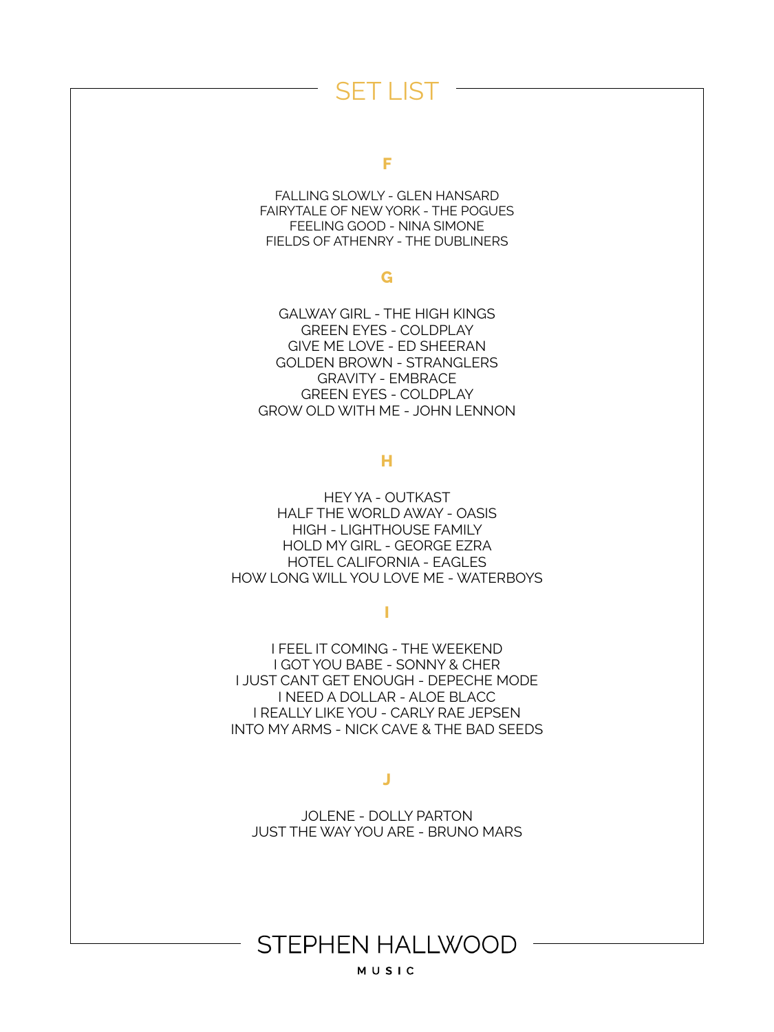# SET LIST

## F

FALLING SLOWLY - GLEN HANSARD
FAIRYTALE OF NEW YORK - THE POGUES
FEELING GOOD - NINA SIMONE
FIELDS OF ATHENRY - THE DUBLINERS

## G

GALWAY GIRL - THE HIGH KINGS
GREEN EYES - COLDPLAY
GIVE ME LOVE - ED SHEERAN
GOLDEN BROWN - STRANGLERS
GRAVITY - EMBRACE
GREEN EYES - COLDPLAY
GROW OLD WITH ME - JOHN LENNON

## H

HEY YA - OUTKAST
HALF THE WORLD AWAY - OASIS
HIGH - LIGHTHOUSE FAMILY
HOLD MY GIRL - GEORGE EZRA
HOTEL CALIFORNIA - EAGLES
HOW LONG WILL YOU LOVE ME - WATERBOYS

## I

I FEEL IT COMING - THE WEEKEND
I GOT YOU BABE - SONNY & CHER
I JUST CANT GET ENOUGH - DEPECHE MODE
I NEED A DOLLAR - ALOE BLACC
I REALLY LIKE YOU - CARLY RAE JEPSEN
INTO MY ARMS - NICK CAVE & THE BAD SEEDS

## J

JOLENE - DOLLY PARTON
JUST THE WAY YOU ARE - BRUNO MARS

STEPHEN HALLWOOD
MUSIC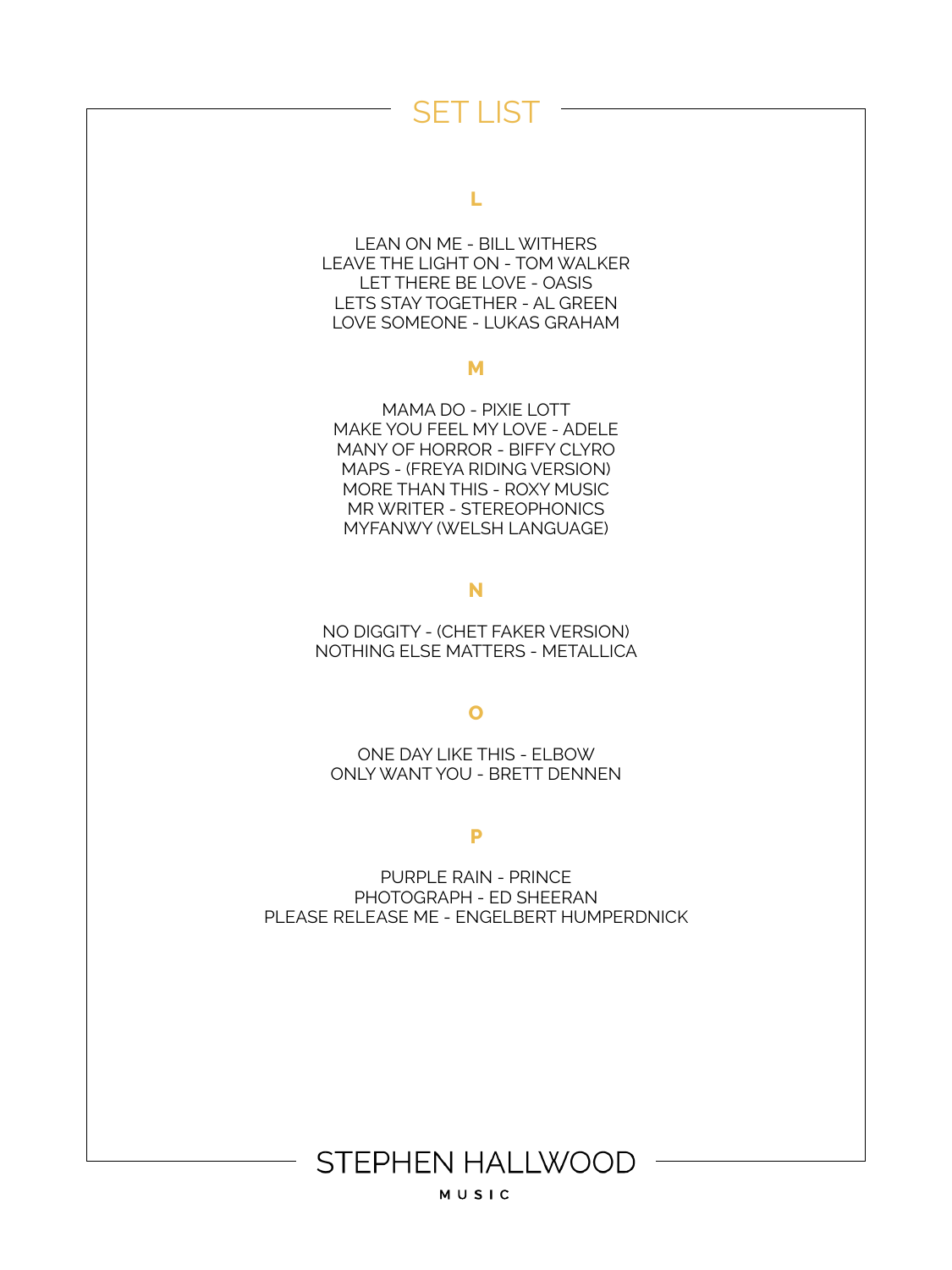# SET LIST

## L

LEAN ON ME - BILL WITHERS
LEAVE THE LIGHT ON - TOM WALKER
LET THERE BE LOVE - OASIS
LETS STAY TOGETHER - AL GREEN
LOVE SOMEONE - LUKAS GRAHAM

## M

MAMA DO - PIXIE LOTT
MAKE YOU FEEL MY LOVE - ADELE
MANY OF HORROR - BIFFY CLYRO
MAPS - (FREYA RIDING VERSION)
MORE THAN THIS - ROXY MUSIC
MR WRITER - STEREOPHONICS
MYFANWY (WELSH LANGUAGE)

## N

NO DIGGITY - (CHET FAKER VERSION)
NOTHING ELSE MATTERS - METALLICA

## O

ONE DAY LIKE THIS - ELBOW
ONLY WANT YOU - BRETT DENNEN

## P

PURPLE RAIN - PRINCE
PHOTOGRAPH - ED SHEERAN
PLEASE RELEASE ME - ENGELBERT HUMPERDNICK

STEPHEN HALLWOOD
MUSIC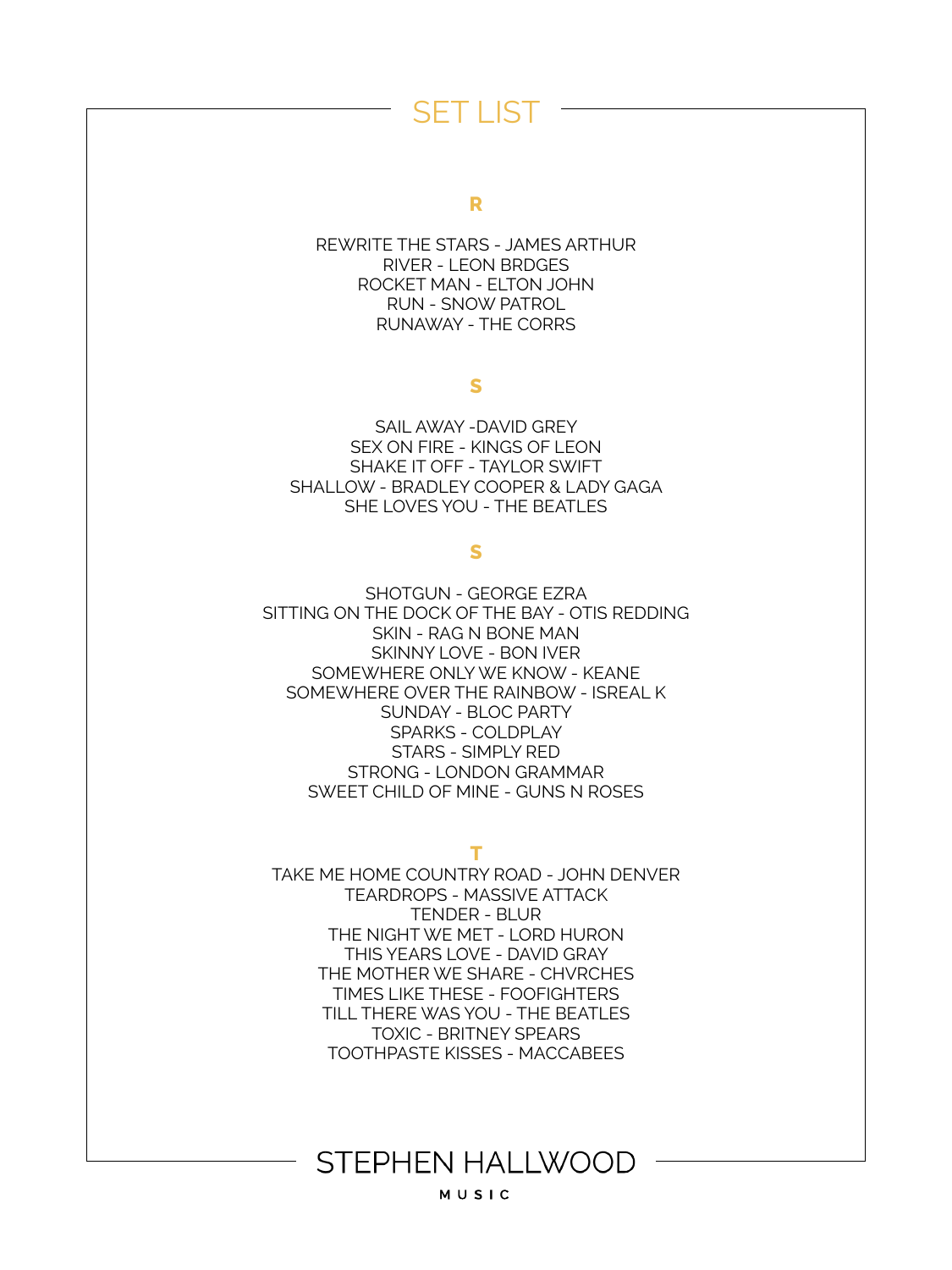# SET LIST

## R

REWRITE THE STARS - JAMES ARTHUR
RIVER - LEON BRDGES
ROCKET MAN - ELTON JOHN
RUN - SNOW PATROL
RUNAWAY - THE CORRS

## S

SAIL AWAY -DAVID GREY
SEX ON FIRE - KINGS OF LEON
SHAKE IT OFF - TAYLOR SWIFT
SHALLOW - BRADLEY COOPER & LADY GAGA
SHE LOVES YOU - THE BEATLES

## S

SHOTGUN - GEORGE EZRA
SITTING ON THE DOCK OF THE BAY - OTIS REDDING
SKIN - RAG N BONE MAN
SKINNY LOVE - BON IVER
SOMEWHERE ONLY WE KNOW - KEANE
SOMEWHERE OVER THE RAINBOW - ISREAL K
SUNDAY - BLOC PARTY
SPARKS - COLDPLAY
STARS - SIMPLY RED
STRONG - LONDON GRAMMAR
SWEET CHILD OF MINE - GUNS N ROSES

## T

TAKE ME HOME COUNTRY ROAD - JOHN DENVER
TEARDROPS - MASSIVE ATTACK
TENDER - BLUR
THE NIGHT WE MET - LORD HURON
THIS YEARS LOVE - DAVID GRAY
THE MOTHER WE SHARE - CHVRCHES
TIMES LIKE THESE - FOOFIGHTERS
TILL THERE WAS YOU - THE BEATLES
TOXIC - BRITNEY SPEARS
TOOTHPASTE KISSES - MACCABEES

STEPHEN HALLWOOD
MUSIC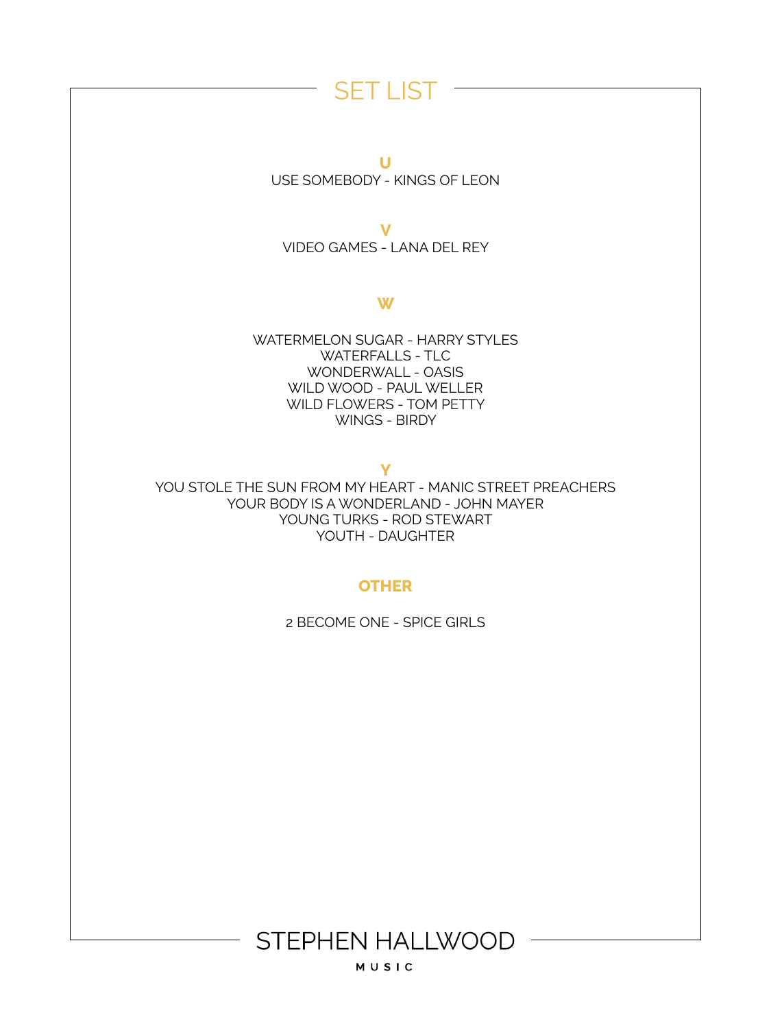# SET LIST

## U

USE SOMEBODY - KINGS OF LEON

## V

VIDEO GAMES - LANA DEL REY

## W

WATERMELON SUGAR - HARRY STYLES
WATERFALLS - TLC
WONDERWALL - OASIS
WILD WOOD - PAUL WELLER
WILD FLOWERS - TOM PETTY
WINGS - BIRDY

## Y

YOU STOLE THE SUN FROM MY HEART - MANIC STREET PREACHERS
YOUR BODY IS A WONDERLAND - JOHN MAYER
YOUNG TURKS - ROD STEWART
YOUTH - DAUGHTER

## OTHER

2 BECOME ONE - SPICE GIRLS

STEPHEN HALLWOOD
MUSIC